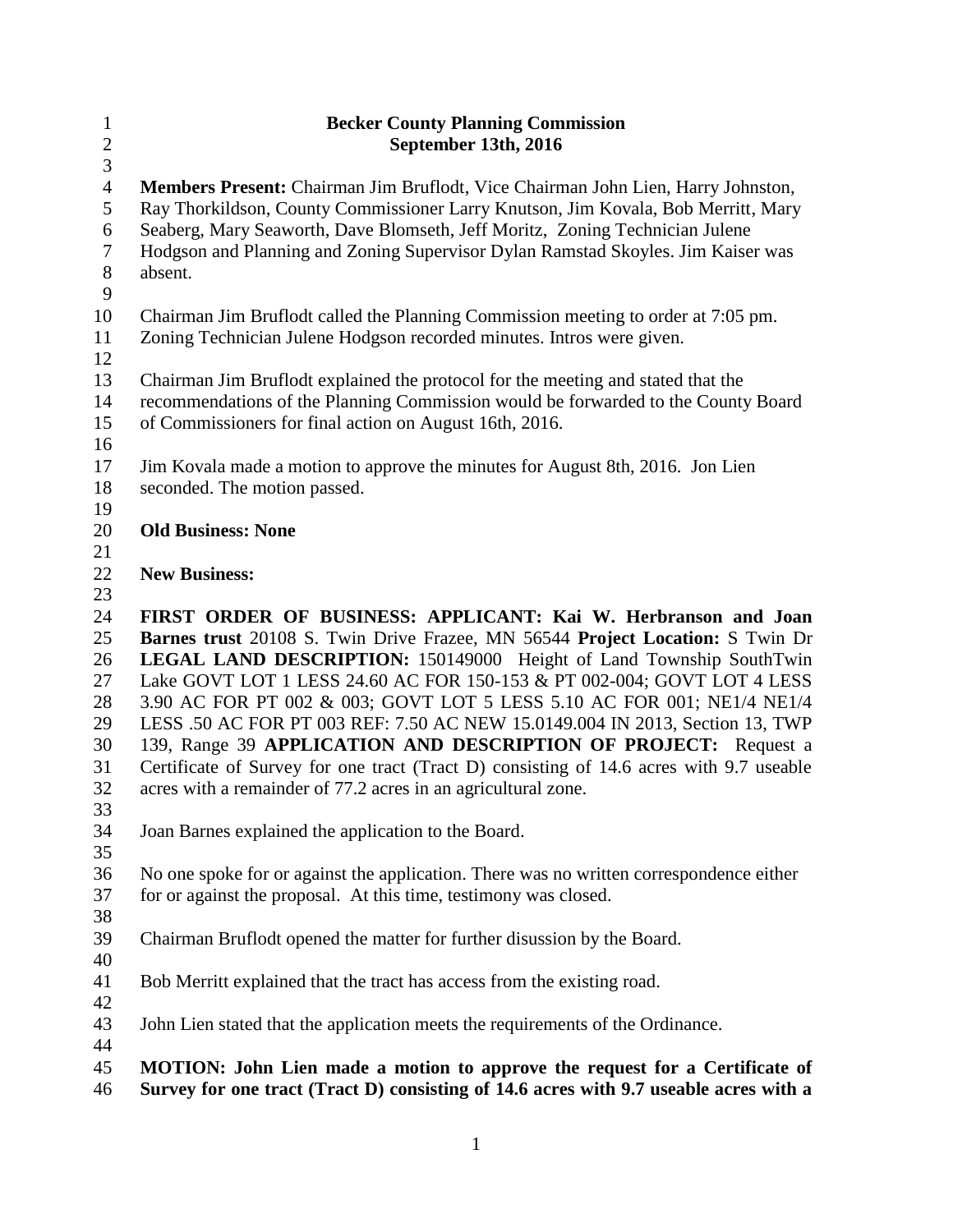**Becker County Planning Commission**
**September 13th, 2016**

**Members Present:** Chairman Jim Bruflodt, Vice Chairman John Lien, Harry Johnston, Ray Thorkildson, County Commissioner Larry Knutson, Jim Kovala, Bob Merritt, Mary Seaberg, Mary Seaworth, Dave Blomseth, Jeff Moritz, Zoning Technician Julene Hodgson and Planning and Zoning Supervisor Dylan Ramstad Skoyles. Jim Kaiser was absent.

Chairman Jim Bruflodt called the Planning Commission meeting to order at 7:05 pm. Zoning Technician Julene Hodgson recorded minutes. Intros were given.

Chairman Jim Bruflodt explained the protocol for the meeting and stated that the recommendations of the Planning Commission would be forwarded to the County Board of Commissioners for final action on August 16th, 2016.

Jim Kovala made a motion to approve the minutes for August 8th, 2016. Jon Lien seconded. The motion passed.

**Old Business: None**

**New Business:**

**FIRST ORDER OF BUSINESS: APPLICANT: Kai W. Herbranson and Joan Barnes trust** 20108 S. Twin Drive Frazee, MN 56544 **Project Location:** S Twin Dr **LEGAL LAND DESCRIPTION:** 150149000 Height of Land Township SouthTwin Lake GOVT LOT 1 LESS 24.60 AC FOR 150-153 & PT 002-004; GOVT LOT 4 LESS 3.90 AC FOR PT 002 & 003; GOVT LOT 5 LESS 5.10 AC FOR 001; NE1/4 NE1/4 LESS .50 AC FOR PT 003 REF: 7.50 AC NEW 15.0149.004 IN 2013, Section 13, TWP 139, Range 39 **APPLICATION AND DESCRIPTION OF PROJECT:** Request a Certificate of Survey for one tract (Tract D) consisting of 14.6 acres with 9.7 useable acres with a remainder of 77.2 acres in an agricultural zone.

Joan Barnes explained the application to the Board.

No one spoke for or against the application. There was no written correspondence either for or against the proposal. At this time, testimony was closed.

Chairman Bruflodt opened the matter for further disussion by the Board.

Bob Merritt explained that the tract has access from the existing road.

John Lien stated that the application meets the requirements of the Ordinance.

**MOTION: John Lien made a motion to approve the request for a Certificate of Survey for one tract (Tract D) consisting of 14.6 acres with 9.7 useable acres with a**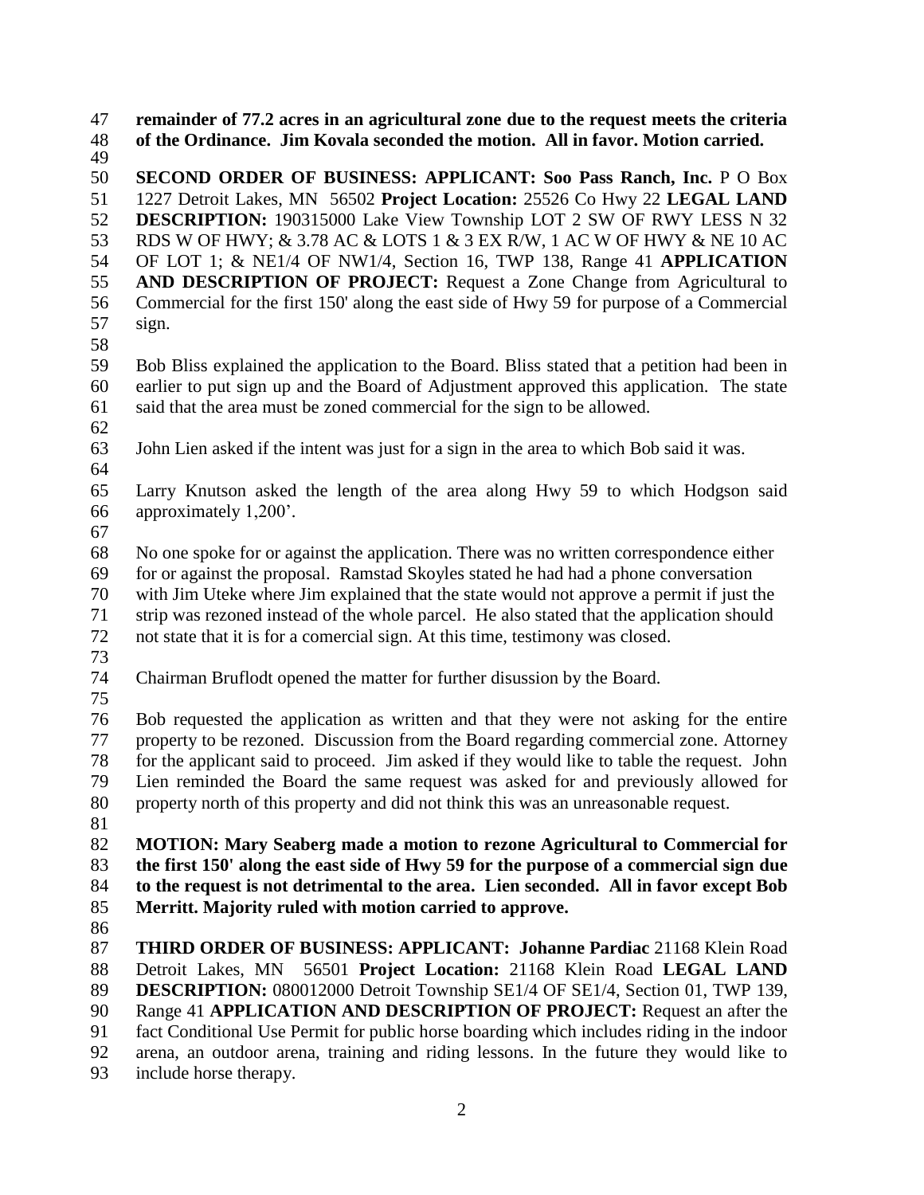**remainder of 77.2 acres in an agricultural zone due to the request meets the criteria of the Ordinance. Jim Kovala seconded the motion. All in favor. Motion carried.**

**SECOND ORDER OF BUSINESS: APPLICANT: Soo Pass Ranch, Inc.** P O Box 1227 Detroit Lakes, MN 56502 **Project Location:** 25526 Co Hwy 22 **LEGAL LAND DESCRIPTION:** 190315000 Lake View Township LOT 2 SW OF RWY LESS N 32 RDS W OF HWY; & 3.78 AC & LOTS 1 & 3 EX R/W, 1 AC W OF HWY & NE 10 AC OF LOT 1; & NE1/4 OF NW1/4, Section 16, TWP 138, Range 41 **APPLICATION AND DESCRIPTION OF PROJECT:** Request a Zone Change from Agricultural to Commercial for the first 150' along the east side of Hwy 59 for purpose of a Commercial sign.

Bob Bliss explained the application to the Board. Bliss stated that a petition had been in earlier to put sign up and the Board of Adjustment approved this application. The state said that the area must be zoned commercial for the sign to be allowed.

John Lien asked if the intent was just for a sign in the area to which Bob said it was.

Larry Knutson asked the length of the area along Hwy 59 to which Hodgson said approximately 1,200'.

No one spoke for or against the application. There was no written correspondence either for or against the proposal. Ramstad Skoyles stated he had had a phone conversation with Jim Uteke where Jim explained that the state would not approve a permit if just the strip was rezoned instead of the whole parcel. He also stated that the application should not state that it is for a comercial sign. At this time, testimony was closed.

Chairman Bruflodt opened the matter for further disussion by the Board.

Bob requested the application as written and that they were not asking for the entire property to be rezoned. Discussion from the Board regarding commercial zone. Attorney for the applicant said to proceed. Jim asked if they would like to table the request. John Lien reminded the Board the same request was asked for and previously allowed for property north of this property and did not think this was an unreasonable request.

**MOTION: Mary Seaberg made a motion to rezone Agricultural to Commercial for the first 150' along the east side of Hwy 59 for the purpose of a commercial sign due to the request is not detrimental to the area. Lien seconded. All in favor except Bob Merritt. Majority ruled with motion carried to approve.**

**THIRD ORDER OF BUSINESS: APPLICANT: Johanne Pardiac** 21168 Klein Road Detroit Lakes, MN 56501 **Project Location:** 21168 Klein Road **LEGAL LAND DESCRIPTION:** 080012000 Detroit Township SE1/4 OF SE1/4, Section 01, TWP 139, Range 41 **APPLICATION AND DESCRIPTION OF PROJECT:** Request an after the fact Conditional Use Permit for public horse boarding which includes riding in the indoor arena, an outdoor arena, training and riding lessons. In the future they would like to include horse therapy.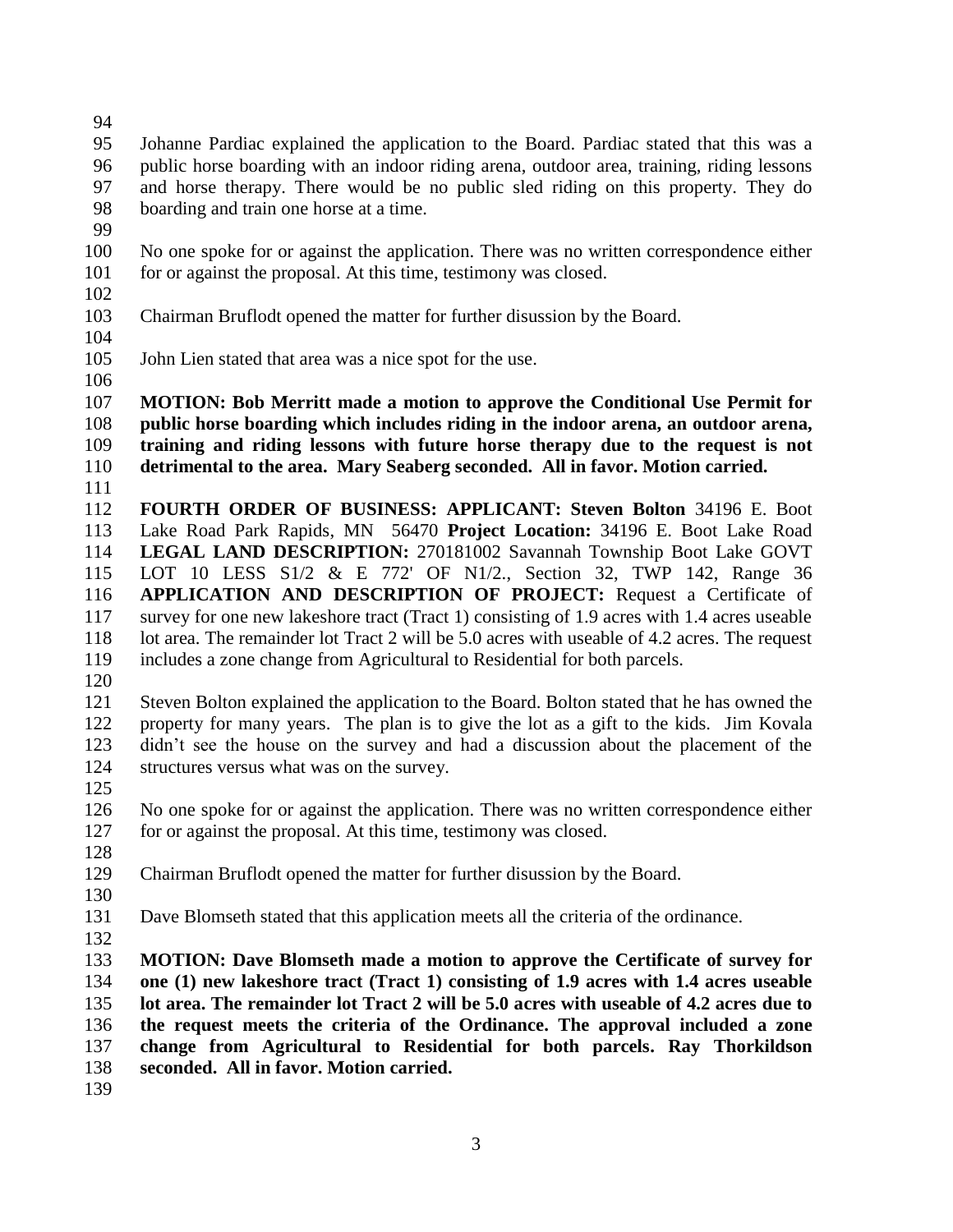Johanne Pardiac explained the application to the Board. Pardiac stated that this was a public horse boarding with an indoor riding arena, outdoor area, training, riding lessons and horse therapy. There would be no public sled riding on this property. They do boarding and train one horse at a time.

No one spoke for or against the application. There was no written correspondence either for or against the proposal. At this time, testimony was closed.

Chairman Bruflodt opened the matter for further disussion by the Board.

John Lien stated that area was a nice spot for the use.

**MOTION: Bob Merritt made a motion to approve the Conditional Use Permit for public horse boarding which includes riding in the indoor arena, an outdoor arena, training and riding lessons with future horse therapy due to the request is not detrimental to the area. Mary Seaberg seconded. All in favor. Motion carried.**

**FOURTH ORDER OF BUSINESS: APPLICANT: Steven Bolton** 34196 E. Boot Lake Road Park Rapids, MN 56470 **Project Location:** 34196 E. Boot Lake Road **LEGAL LAND DESCRIPTION:** 270181002 Savannah Township Boot Lake GOVT LOT 10 LESS S1/2 & E 772' OF N1/2., Section 32, TWP 142, Range 36 **APPLICATION AND DESCRIPTION OF PROJECT:** Request a Certificate of survey for one new lakeshore tract (Tract 1) consisting of 1.9 acres with 1.4 acres useable lot area. The remainder lot Tract 2 will be 5.0 acres with useable of 4.2 acres. The request includes a zone change from Agricultural to Residential for both parcels.

Steven Bolton explained the application to the Board. Bolton stated that he has owned the property for many years. The plan is to give the lot as a gift to the kids. Jim Kovala didn't see the house on the survey and had a discussion about the placement of the structures versus what was on the survey.

No one spoke for or against the application. There was no written correspondence either for or against the proposal. At this time, testimony was closed.

Chairman Bruflodt opened the matter for further disussion by the Board.

Dave Blomseth stated that this application meets all the criteria of the ordinance.

**MOTION: Dave Blomseth made a motion to approve the Certificate of survey for one (1) new lakeshore tract (Tract 1) consisting of 1.9 acres with 1.4 acres useable lot area. The remainder lot Tract 2 will be 5.0 acres with useable of 4.2 acres due to the request meets the criteria of the Ordinance. The approval included a zone change from Agricultural to Residential for both parcels. Ray Thorkildson seconded. All in favor. Motion carried.**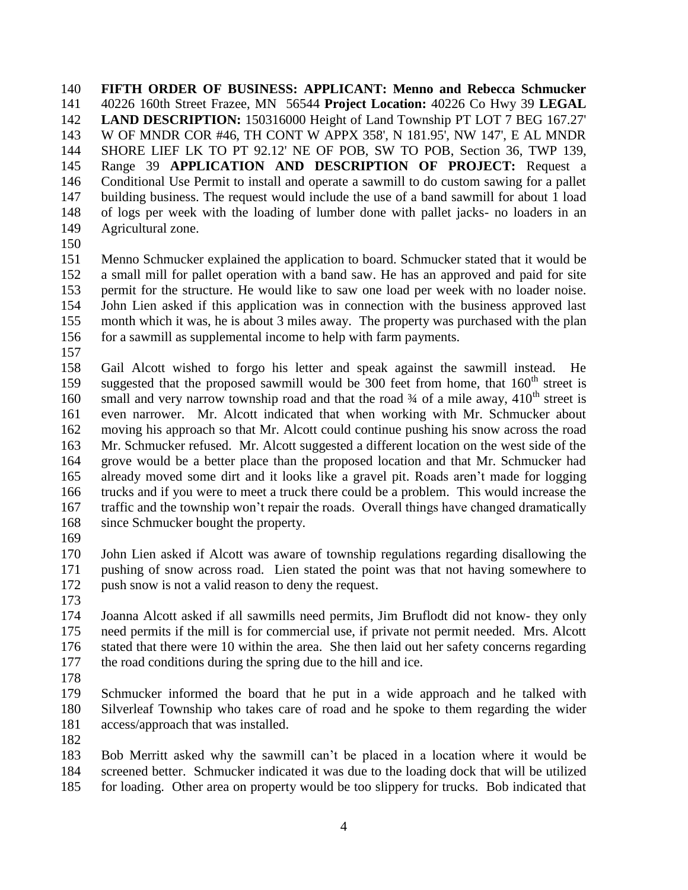**FIFTH ORDER OF BUSINESS: APPLICANT: Menno and Rebecca Schmucker** 40226 160th Street Frazee, MN 56544 **Project Location:** 40226 Co Hwy 39 **LEGAL LAND DESCRIPTION:** 150316000 Height of Land Township PT LOT 7 BEG 167.27' W OF MNDR COR #46, TH CONT W APPX 358', N 181.95', NW 147', E AL MNDR SHORE LIEF LK TO PT 92.12' NE OF POB, SW TO POB, Section 36, TWP 139, Range 39 **APPLICATION AND DESCRIPTION OF PROJECT:** Request a Conditional Use Permit to install and operate a sawmill to do custom sawing for a pallet building business. The request would include the use of a band sawmill for about 1 load of logs per week with the loading of lumber done with pallet jacks- no loaders in an Agricultural zone.

Menno Schmucker explained the application to board. Schmucker stated that it would be a small mill for pallet operation with a band saw. He has an approved and paid for site permit for the structure. He would like to saw one load per week with no loader noise. John Lien asked if this application was in connection with the business approved last month which it was, he is about 3 miles away. The property was purchased with the plan for a sawmill as supplemental income to help with farm payments.

Gail Alcott wished to forgo his letter and speak against the sawmill instead. He suggested that the proposed sawmill would be 300 feet from home, that 160th street is small and very narrow township road and that the road ¾ of a mile away, 410th street is even narrower. Mr. Alcott indicated that when working with Mr. Schmucker about moving his approach so that Mr. Alcott could continue pushing his snow across the road Mr. Schmucker refused. Mr. Alcott suggested a different location on the west side of the grove would be a better place than the proposed location and that Mr. Schmucker had already moved some dirt and it looks like a gravel pit. Roads aren't made for logging trucks and if you were to meet a truck there could be a problem. This would increase the traffic and the township won't repair the roads. Overall things have changed dramatically since Schmucker bought the property.

John Lien asked if Alcott was aware of township regulations regarding disallowing the pushing of snow across road. Lien stated the point was that not having somewhere to push snow is not a valid reason to deny the request.

Joanna Alcott asked if all sawmills need permits, Jim Bruflodt did not know- they only need permits if the mill is for commercial use, if private not permit needed. Mrs. Alcott stated that there were 10 within the area. She then laid out her safety concerns regarding the road conditions during the spring due to the hill and ice.

Schmucker informed the board that he put in a wide approach and he talked with Silverleaf Township who takes care of road and he spoke to them regarding the wider access/approach that was installed.

Bob Merritt asked why the sawmill can't be placed in a location where it would be screened better. Schmucker indicated it was due to the loading dock that will be utilized for loading. Other area on property would be too slippery for trucks. Bob indicated that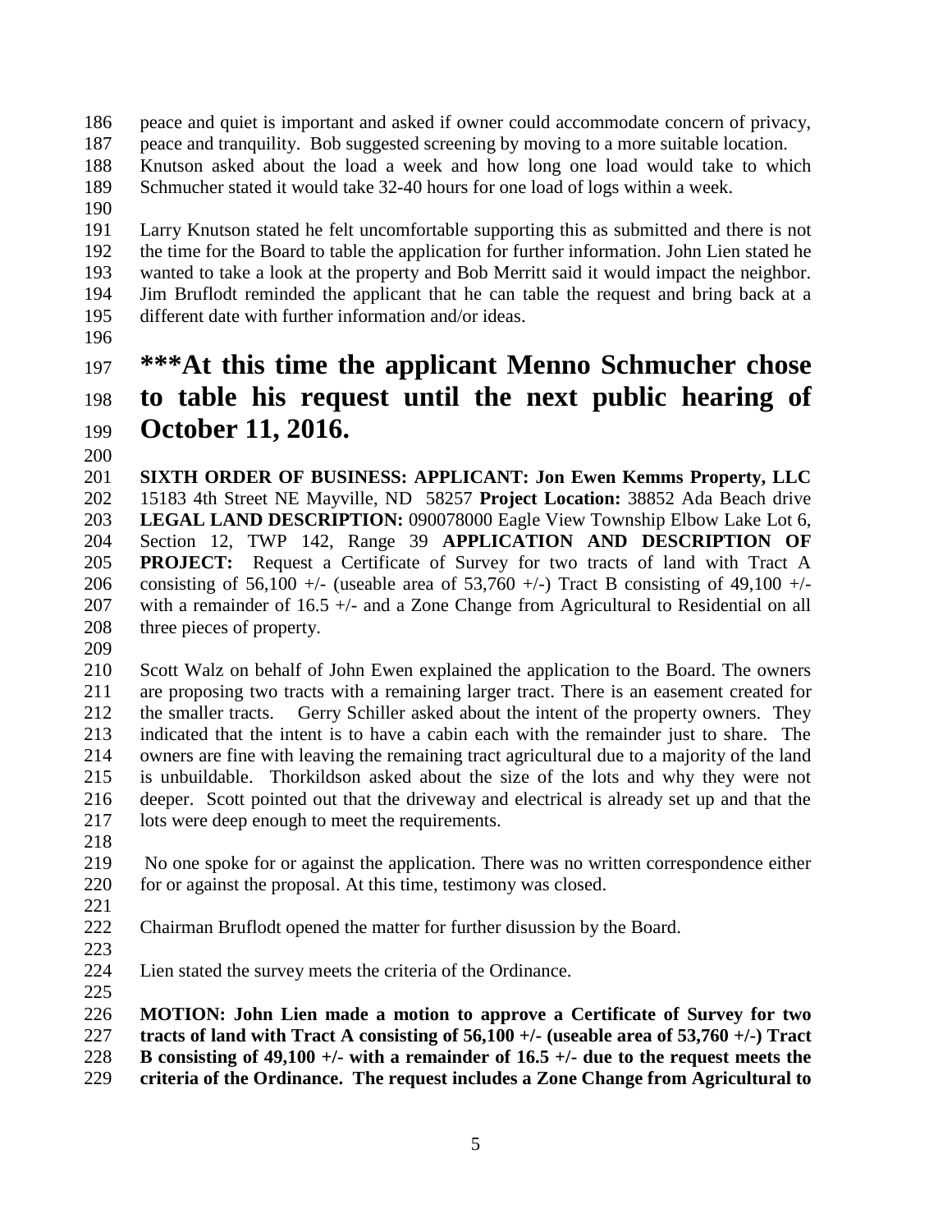peace and quiet is important and asked if owner could accommodate concern of privacy, peace and tranquility. Bob suggested screening by moving to a more suitable location. Knutson asked about the load a week and how long one load would take to which Schmucher stated it would take 32-40 hours for one load of logs within a week.

Larry Knutson stated he felt uncomfortable supporting this as submitted and there is not the time for the Board to table the application for further information. John Lien stated he wanted to take a look at the property and Bob Merritt said it would impact the neighbor. Jim Bruflodt reminded the applicant that he can table the request and bring back at a different date with further information and/or ideas.

**\*\*\*At this time the applicant Menno Schmucher chose to table his request until the next public hearing of October 11, 2016.**

**SIXTH ORDER OF BUSINESS: APPLICANT: Jon Ewen Kemms Property, LLC** 15183 4th Street NE Mayville, ND 58257 **Project Location:** 38852 Ada Beach drive **LEGAL LAND DESCRIPTION:** 090078000 Eagle View Township Elbow Lake Lot 6, Section 12, TWP 142, Range 39 **APPLICATION AND DESCRIPTION OF PROJECT:** Request a Certificate of Survey for two tracts of land with Tract A consisting of 56,100 +/- (useable area of 53,760 +/-) Tract B consisting of 49,100 +/- with a remainder of 16.5 +/- and a Zone Change from Agricultural to Residential on all three pieces of property.

Scott Walz on behalf of John Ewen explained the application to the Board. The owners are proposing two tracts with a remaining larger tract. There is an easement created for the smaller tracts. Gerry Schiller asked about the intent of the property owners. They indicated that the intent is to have a cabin each with the remainder just to share. The owners are fine with leaving the remaining tract agricultural due to a majority of the land is unbuildable. Thorkildson asked about the size of the lots and why they were not deeper. Scott pointed out that the driveway and electrical is already set up and that the lots were deep enough to meet the requirements.

No one spoke for or against the application. There was no written correspondence either for or against the proposal. At this time, testimony was closed.

Chairman Bruflodt opened the matter for further disusSion by the Board.

Lien stated the survey meets the criteria of the Ordinance.

**MOTION: John Lien made a motion to approve a Certificate of Survey for two tracts of land with Tract A consisting of 56,100 +/- (useable area of 53,760 +/-) Tract B consisting of 49,100 +/- with a remainder of 16.5 +/- due to the request meets the criteria of the Ordinance. The request includes a Zone Change from Agricultural to**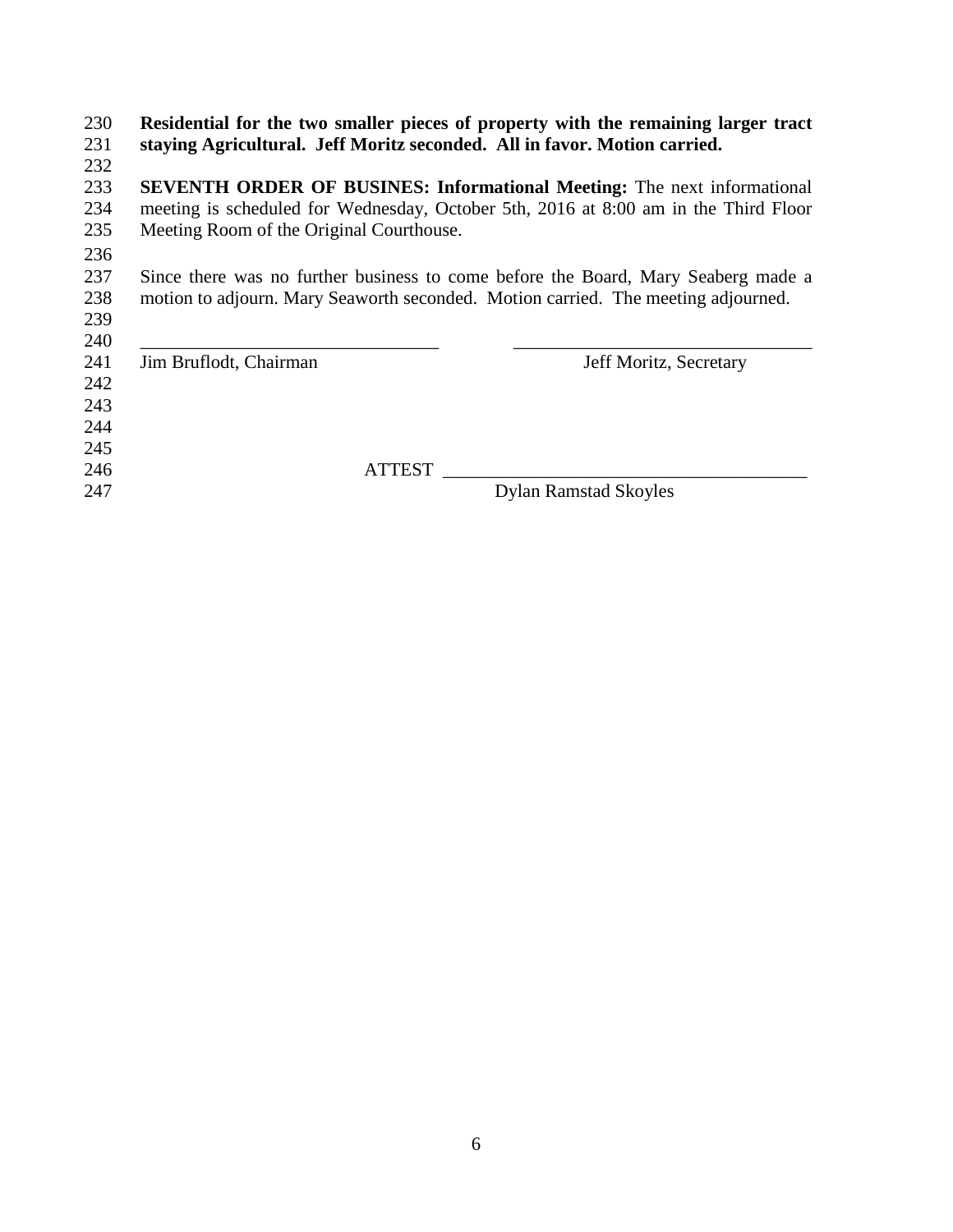**Residential for the two smaller pieces of property with the remaining larger tract staying Agricultural. Jeff Moritz seconded. All in favor. Motion carried.**

**SEVENTH ORDER OF BUSINES: Informational Meeting:** The next informational meeting is scheduled for Wednesday, October 5th, 2016 at 8:00 am in the Third Floor Meeting Room of the Original Courthouse.

Since there was no further business to come before the Board, Mary Seaberg made a motion to adjourn. Mary Seaworth seconded. Motion carried. The meeting adjourned.

_______________________________ _______________________________

Jim Bruflodt, Chairman Jeff Moritz, Secretary

ATTEST _____________________________________

Dylan Ramstad Skoyles